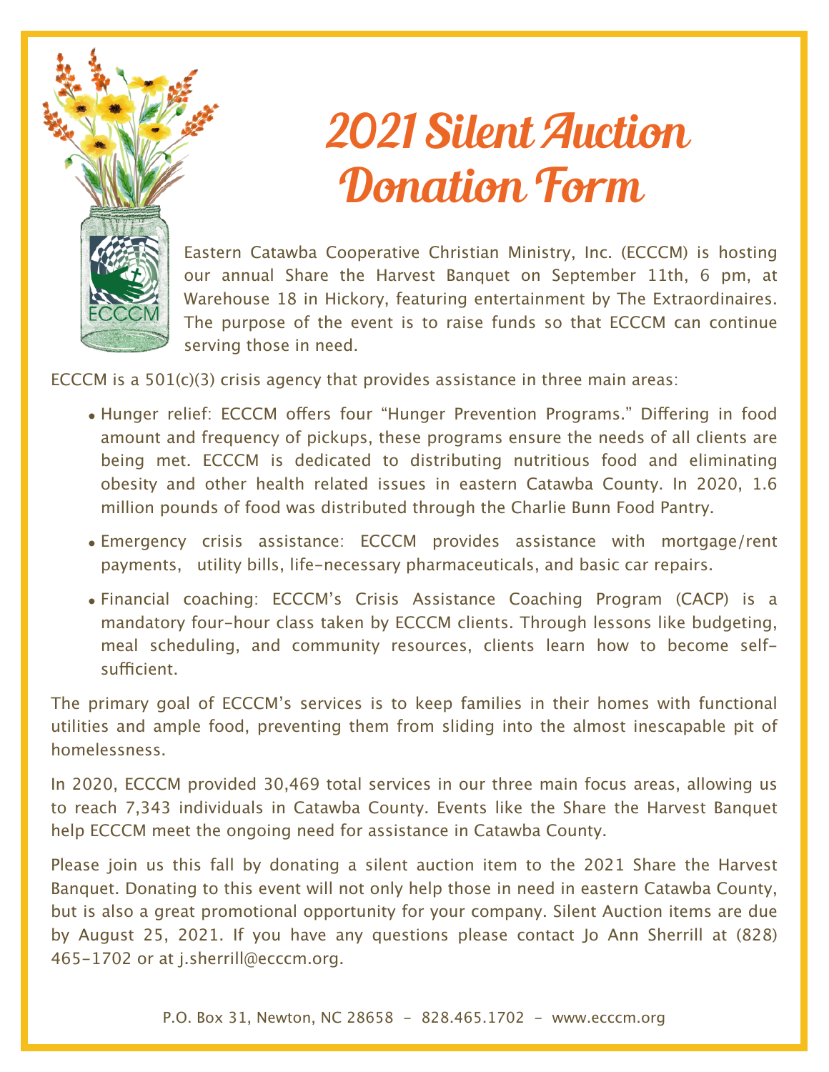# 2021 Silent Auction Donation Form

Eastern Catawba Cooperative Christian Ministry, Inc. (ECCCM) is hosting our annual Share the Harvest Banquet on September 11th, 6 pm, at Warehouse 18 in Hickory, featuring entertainment by The Extraordinaires. The purpose of the event is to raise funds so that ECCCM can continue serving those in need.

ECCCM is a 501(c)(3) crisis agency that provides assistance in three main areas:

- Hunger relief: ECCCM offers four "Hunger Prevention Programs." Differing in food amount and frequency of pickups, these programs ensure the needs of all clients are being met. ECCCM is dedicated to distributing nutritious food and eliminating obesity and other health related issues in eastern Catawba County. In 2020, 1.6 million pounds of food was distributed through the Charlie Bunn Food Pantry.
- Emergency crisis assistance: ECCCM provides assistance with mortgage/rent payments, utility bills, life-necessary pharmaceuticals, and basic car repairs.
- Financial coaching: ECCCM's Crisis Assistance Coaching Program (CACP) is a mandatory four-hour class taken by ECCCM clients. Through lessons like budgeting, meal scheduling, and community resources, clients learn how to become self-sufficient.

The primary goal of ECCCM's services is to keep families in their homes with functional utilities and ample food, preventing them from sliding into the almost inescapable pit of homelessness.

In 2020, ECCCM provided 30,469 total services in our three main focus areas, allowing us to reach 7,343 individuals in Catawba County. Events like the Share the Harvest Banquet help ECCCM meet the ongoing need for assistance in Catawba County.

Please join us this fall by donating a silent auction item to the 2021 Share the Harvest Banquet. Donating to this event will not only help those in need in eastern Catawba County, but is also a great promotional opportunity for your company. Silent Auction items are due by August 25, 2021. If you have any questions please contact Jo Ann Sherrill at (828) 465-1702 or at j.sherrill@ecccm.org.

P.O. Box 31, Newton, NC 28658 - 828.465.1702 - www.ecccm.org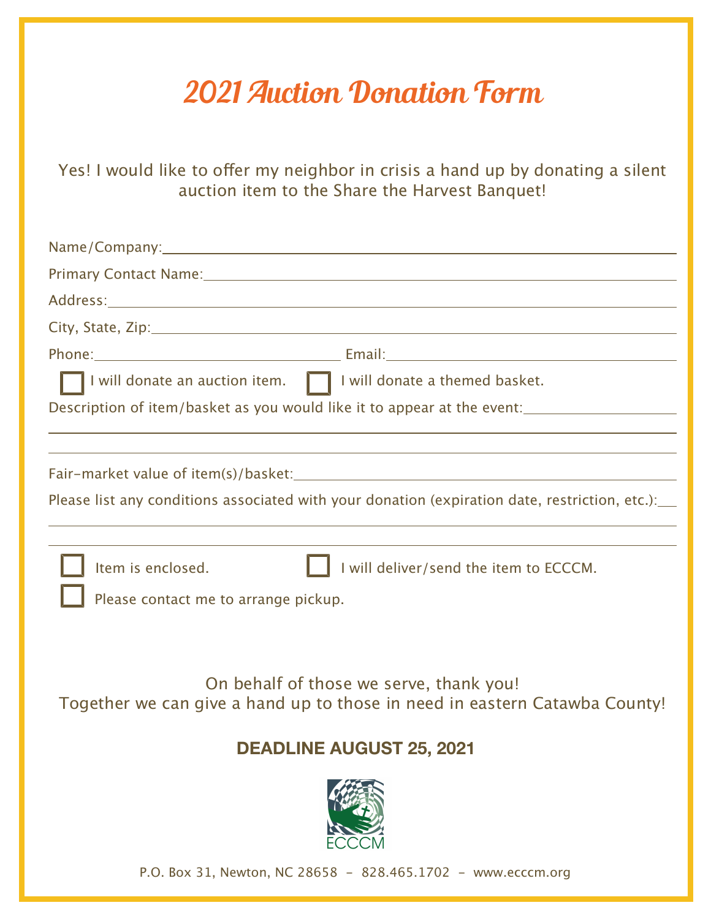# 2021 Auction Donation Form

Yes! I would like to offer my neighbor in crisis a hand up by donating a silent auction item to the Share the Harvest Banquet!

Name/Company: ______________________________

Primary Contact Name: ______________________________

Address: ______________________________

City, State, Zip: ______________________________

Phone: ____________________ Email: ____________________

☐ I will donate an auction item. ☐ I will donate a themed basket.

Description of item/basket as you would like it to appear at the event: ______________________________

______________________________

______________________________

Fair-market value of item(s)/basket: ______________________________

Please list any conditions associated with your donation (expiration date, restriction, etc.): ____

______________________________

______________________________

☐ Item is enclosed. ☐ I will deliver/send the item to ECCCM.

☐ Please contact me to arrange pickup.

On behalf of those we serve, thank you!
Together we can give a hand up to those in need in eastern Catawba County!

**DEADLINE AUGUST 25, 2021**

ECCCM

P.O. Box 31, Newton, NC 28658 - 828.465.1702 - www.ecccm.org